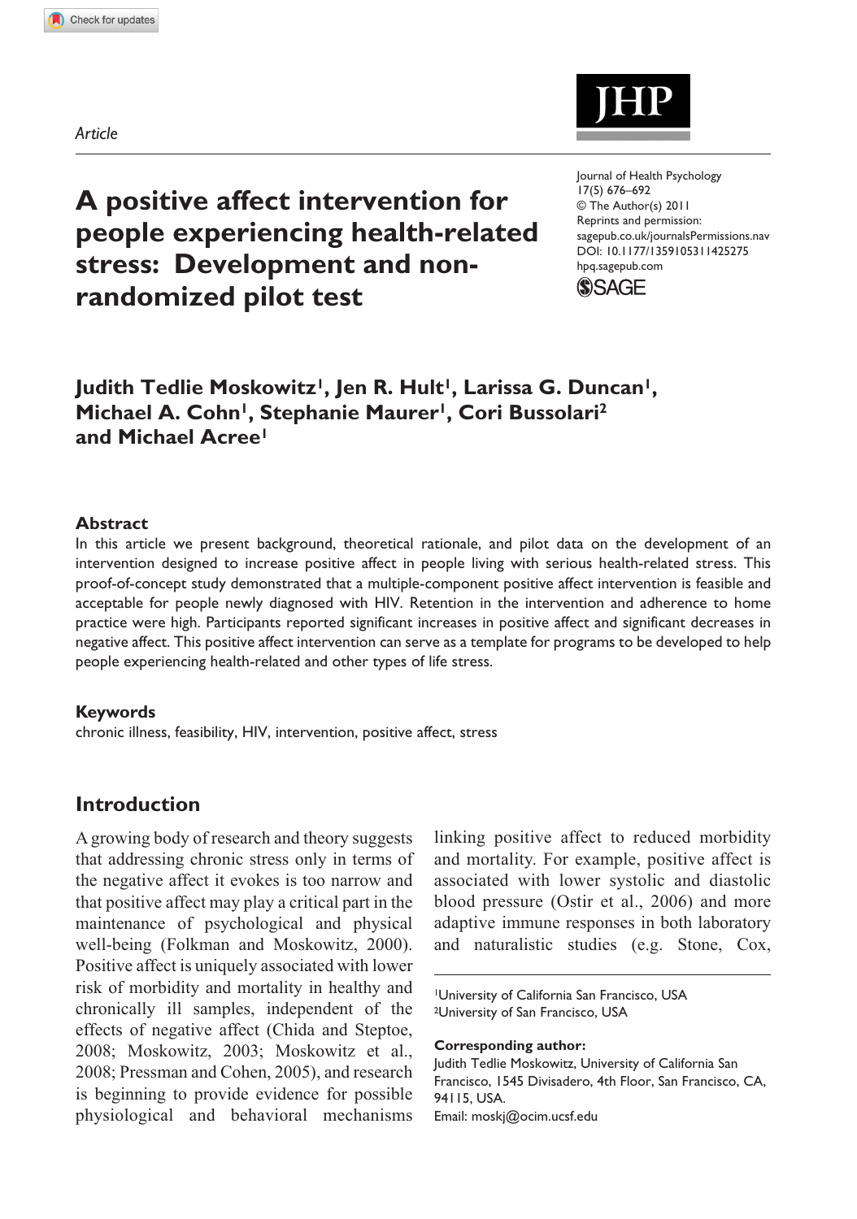*Article*

# A positive affect intervention for people experiencing health-related stress: Development and non-randomized pilot test

Journal of Health Psychology
17(5) 676–692
© The Author(s) 2011
Reprints and permission: sagepub.co.uk/journalsPermissions.nav
DOI: 10.1177/1359105311425275
hpq.sagepub.com

**Judith Tedlie Moskowitz[1], Jen R. Hult[1], Larissa G. Duncan[1], Michael A. Cohn[1], Stephanie Maurer[1], Cori Bussolari[2] and Michael Acree[1]**

## Abstract

In this article we present background, theoretical rationale, and pilot data on the development of an intervention designed to increase positive affect in people living with serious health-related stress. This proof-of-concept study demonstrated that a multiple-component positive affect intervention is feasible and acceptable for people newly diagnosed with HIV. Retention in the intervention and adherence to home practice were high. Participants reported significant increases in positive affect and significant decreases in negative affect. This positive affect intervention can serve as a template for programs to be developed to help people experiencing health-related and other types of life stress.

## Keywords

chronic illness, feasibility, HIV, intervention, positive affect, stress

## Introduction

A growing body of research and theory suggests that addressing chronic stress only in terms of the negative affect it evokes is too narrow and that positive affect may play a critical part in the maintenance of psychological and physical well-being (Folkman and Moskowitz, 2000). Positive affect is uniquely associated with lower risk of morbidity and mortality in healthy and chronically ill samples, independent of the effects of negative affect (Chida and Steptoe, 2008; Moskowitz, 2003; Moskowitz et al., 2008; Pressman and Cohen, 2005), and research is beginning to provide evidence for possible physiological and behavioral mechanisms linking positive affect to reduced morbidity and mortality. For example, positive affect is associated with lower systolic and diastolic blood pressure (Ostir et al., 2006) and more adaptive immune responses in both laboratory and naturalistic studies (e.g. Stone, Cox,

[1]University of California San Francisco, USA
[2]University of San Francisco, USA

**Corresponding author:**
Judith Tedlie Moskowitz, University of California San Francisco, 1545 Divisadero, 4th Floor, San Francisco, CA, 94115, USA.
Email: moskj@ocim.ucsf.edu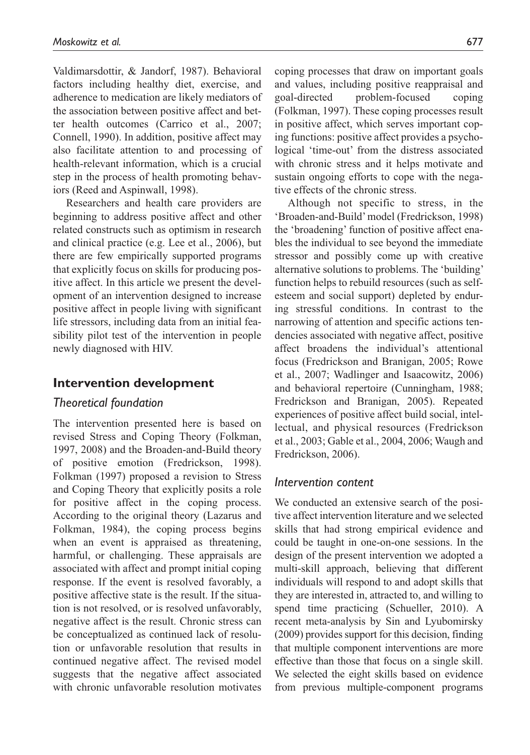Valdimarsdottir, & Jandorf, 1987). Behavioral factors including healthy diet, exercise, and adherence to medication are likely mediators of the association between positive affect and better health outcomes (Carrico et al., 2007; Connell, 1990). In addition, positive affect may also facilitate attention to and processing of health-relevant information, which is a crucial step in the process of health promoting behaviors (Reed and Aspinwall, 1998).

Researchers and health care providers are beginning to address positive affect and other related constructs such as optimism in research and clinical practice (e.g. Lee et al., 2006), but there are few empirically supported programs that explicitly focus on skills for producing positive affect. In this article we present the development of an intervention designed to increase positive affect in people living with significant life stressors, including data from an initial feasibility pilot test of the intervention in people newly diagnosed with HIV.

## Intervention development

### *Theoretical foundation*

The intervention presented here is based on revised Stress and Coping Theory (Folkman, 1997, 2008) and the Broaden-and-Build theory of positive emotion (Fredrickson, 1998). Folkman (1997) proposed a revision to Stress and Coping Theory that explicitly posits a role for positive affect in the coping process. According to the original theory (Lazarus and Folkman, 1984), the coping process begins when an event is appraised as threatening, harmful, or challenging. These appraisals are associated with affect and prompt initial coping response. If the event is resolved favorably, a positive affective state is the result. If the situation is not resolved, or is resolved unfavorably, negative affect is the result. Chronic stress can be conceptualized as continued lack of resolution or unfavorable resolution that results in continued negative affect. The revised model suggests that the negative affect associated with chronic unfavorable resolution motivates coping processes that draw on important goals and values, including positive reappraisal and goal-directed problem-focused coping (Folkman, 1997). These coping processes result in positive affect, which serves important coping functions: positive affect provides a psychological 'time-out' from the distress associated with chronic stress and it helps motivate and sustain ongoing efforts to cope with the negative effects of the chronic stress.

Although not specific to stress, in the 'Broaden-and-Build' model (Fredrickson, 1998) the 'broadening' function of positive affect enables the individual to see beyond the immediate stressor and possibly come up with creative alternative solutions to problems. The 'building' function helps to rebuild resources (such as self-esteem and social support) depleted by enduring stressful conditions. In contrast to the narrowing of attention and specific actions tendencies associated with negative affect, positive affect broadens the individual's attentional focus (Fredrickson and Branigan, 2005; Rowe et al., 2007; Wadlinger and Isaacowitz, 2006) and behavioral repertoire (Cunningham, 1988; Fredrickson and Branigan, 2005). Repeated experiences of positive affect build social, intellectual, and physical resources (Fredrickson et al., 2003; Gable et al., 2004, 2006; Waugh and Fredrickson, 2006).

### *Intervention content*

We conducted an extensive search of the positive affect intervention literature and we selected skills that had strong empirical evidence and could be taught in one-on-one sessions. In the design of the present intervention we adopted a multi-skill approach, believing that different individuals will respond to and adopt skills that they are interested in, attracted to, and willing to spend time practicing (Schueller, 2010). A recent meta-analysis by Sin and Lyubomirsky (2009) provides support for this decision, finding that multiple component interventions are more effective than those that focus on a single skill. We selected the eight skills based on evidence from previous multiple-component programs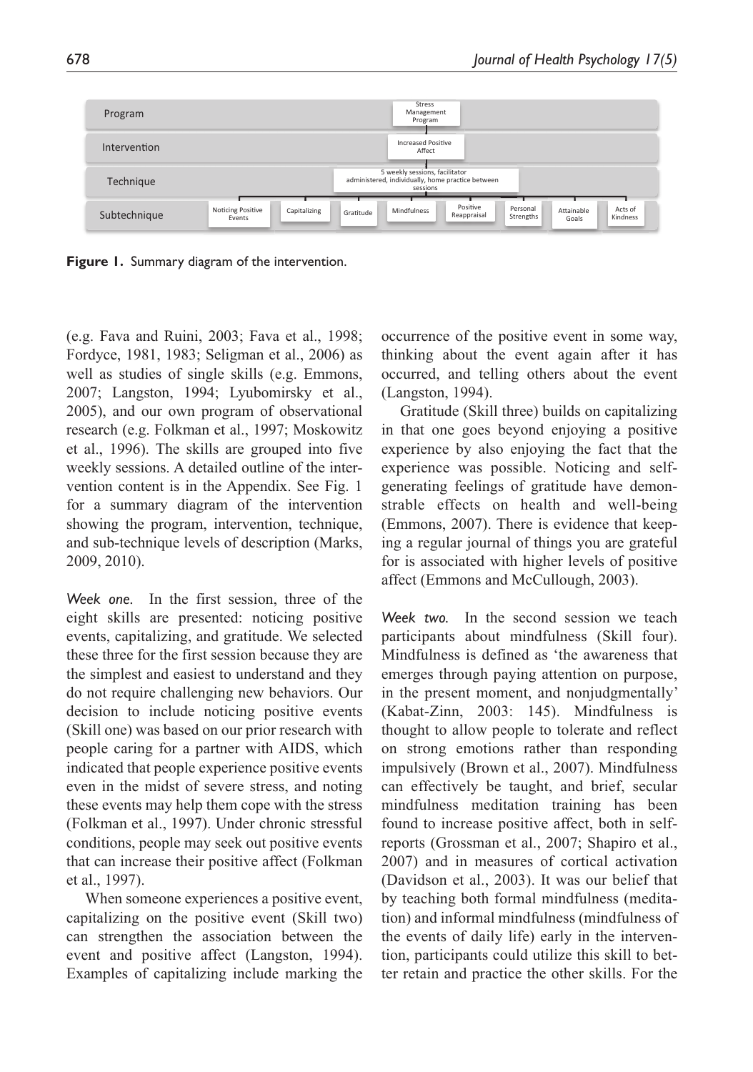| Program | Stress Management Program |
| --- | --- |
| Intervention | Increased Positive Affect |
| Technique | 5 weekly sessions, facilitator administered, individually, home practice between sessions |
| Subtechnique | Noticing Positive Events; Capitalizing; Gratitude; Mindfulness; Positive Reappraisal; Personal Strengths; Attainable Goals; Acts of Kindness |

**Figure 1.** Summary diagram of the intervention.

(e.g. Fava and Ruini, 2003; Fava et al., 1998; Fordyce, 1981, 1983; Seligman et al., 2006) as well as studies of single skills (e.g. Emmons, 2007; Langston, 1994; Lyubomirsky et al., 2005), and our own program of observational research (e.g. Folkman et al., 1997; Moskowitz et al., 1996). The skills are grouped into five weekly sessions. A detailed outline of the intervention content is in the Appendix. See Fig. 1 for a summary diagram of the intervention showing the program, intervention, technique, and sub-technique levels of description (Marks, 2009, 2010).

*Week one.* In the first session, three of the eight skills are presented: noticing positive events, capitalizing, and gratitude. We selected these three for the first session because they are the simplest and easiest to understand and they do not require challenging new behaviors. Our decision to include noticing positive events (Skill one) was based on our prior research with people caring for a partner with AIDS, which indicated that people experience positive events even in the midst of severe stress, and noting these events may help them cope with the stress (Folkman et al., 1997). Under chronic stressful conditions, people may seek out positive events that can increase their positive affect (Folkman et al., 1997).

When someone experiences a positive event, capitalizing on the positive event (Skill two) can strengthen the association between the event and positive affect (Langston, 1994). Examples of capitalizing include marking the occurrence of the positive event in some way, thinking about the event again after it has occurred, and telling others about the event (Langston, 1994).

Gratitude (Skill three) builds on capitalizing in that one goes beyond enjoying a positive experience by also enjoying the fact that the experience was possible. Noticing and self-generating feelings of gratitude have demonstrable effects on health and well-being (Emmons, 2007). There is evidence that keeping a regular journal of things you are grateful for is associated with higher levels of positive affect (Emmons and McCullough, 2003).

*Week two.* In the second session we teach participants about mindfulness (Skill four). Mindfulness is defined as 'the awareness that emerges through paying attention on purpose, in the present moment, and nonjudgmentally' (Kabat-Zinn, 2003: 145). Mindfulness is thought to allow people to tolerate and reflect on strong emotions rather than responding impulsively (Brown et al., 2007). Mindfulness can effectively be taught, and brief, secular mindfulness meditation training has been found to increase positive affect, both in self-reports (Grossman et al., 2007; Shapiro et al., 2007) and in measures of cortical activation (Davidson et al., 2003). It was our belief that by teaching both formal mindfulness (meditation) and informal mindfulness (mindfulness of the events of daily life) early in the intervention, participants could utilize this skill to better retain and practice the other skills. For the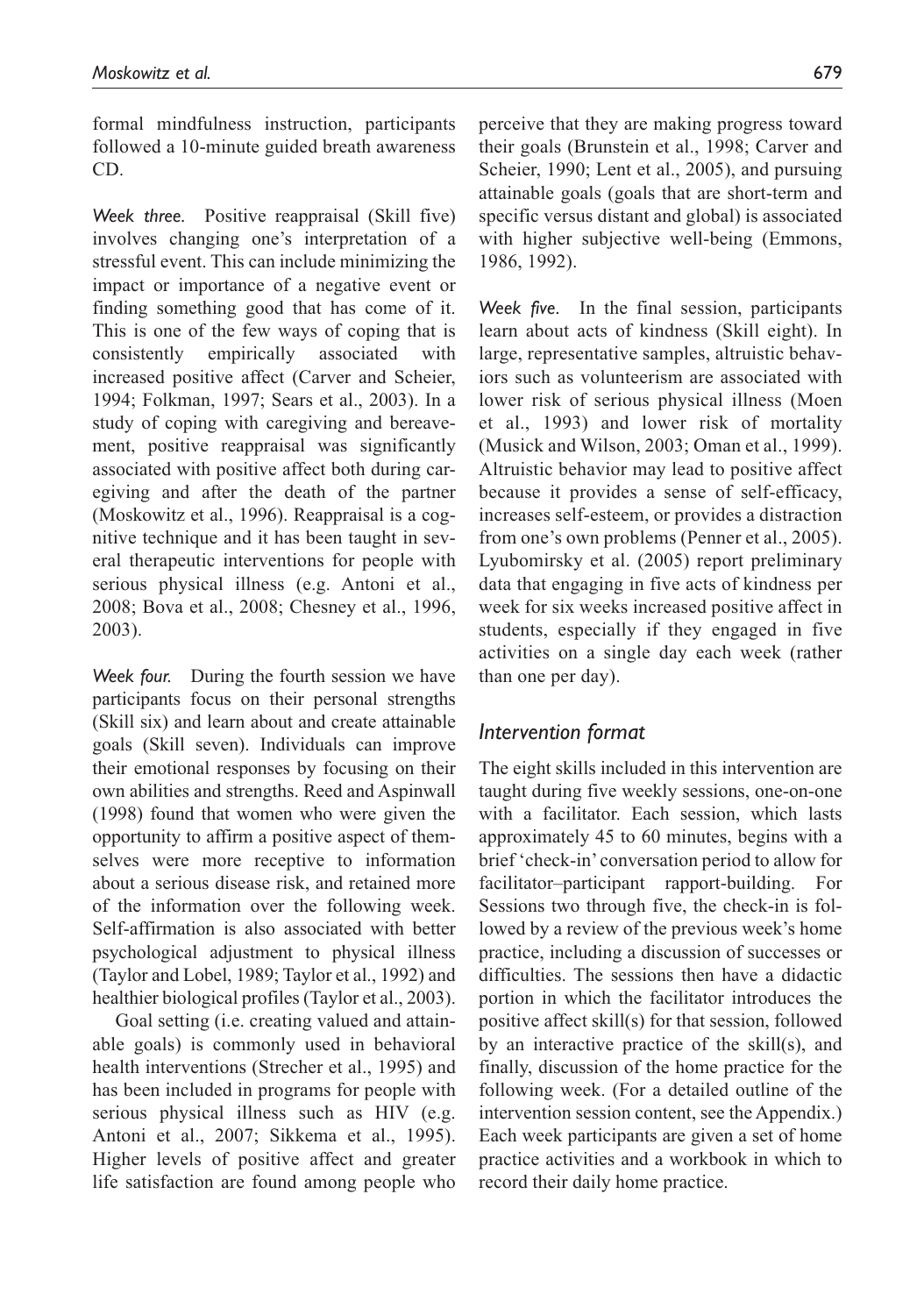formal mindfulness instruction, participants followed a 10-minute guided breath awareness CD.

*Week three.* Positive reappraisal (Skill five) involves changing one's interpretation of a stressful event. This can include minimizing the impact or importance of a negative event or finding something good that has come of it. This is one of the few ways of coping that is consistently empirically associated with increased positive affect (Carver and Scheier, 1994; Folkman, 1997; Sears et al., 2003). In a study of coping with caregiving and bereavement, positive reappraisal was significantly associated with positive affect both during caregiving and after the death of the partner (Moskowitz et al., 1996). Reappraisal is a cognitive technique and it has been taught in several therapeutic interventions for people with serious physical illness (e.g. Antoni et al., 2008; Bova et al., 2008; Chesney et al., 1996, 2003).

*Week four.* During the fourth session we have participants focus on their personal strengths (Skill six) and learn about and create attainable goals (Skill seven). Individuals can improve their emotional responses by focusing on their own abilities and strengths. Reed and Aspinwall (1998) found that women who were given the opportunity to affirm a positive aspect of themselves were more receptive to information about a serious disease risk, and retained more of the information over the following week. Self-affirmation is also associated with better psychological adjustment to physical illness (Taylor and Lobel, 1989; Taylor et al., 1992) and healthier biological profiles (Taylor et al., 2003).

Goal setting (i.e. creating valued and attainable goals) is commonly used in behavioral health interventions (Strecher et al., 1995) and has been included in programs for people with serious physical illness such as HIV (e.g. Antoni et al., 2007; Sikkema et al., 1995). Higher levels of positive affect and greater life satisfaction are found among people who perceive that they are making progress toward their goals (Brunstein et al., 1998; Carver and Scheier, 1990; Lent et al., 2005), and pursuing attainable goals (goals that are short-term and specific versus distant and global) is associated with higher subjective well-being (Emmons, 1986, 1992).

*Week five.* In the final session, participants learn about acts of kindness (Skill eight). In large, representative samples, altruistic behaviors such as volunteerism are associated with lower risk of serious physical illness (Moen et al., 1993) and lower risk of mortality (Musick and Wilson, 2003; Oman et al., 1999). Altruistic behavior may lead to positive affect because it provides a sense of self-efficacy, increases self-esteem, or provides a distraction from one's own problems (Penner et al., 2005). Lyubomirsky et al. (2005) report preliminary data that engaging in five acts of kindness per week for six weeks increased positive affect in students, especially if they engaged in five activities on a single day each week (rather than one per day).

## *Intervention format*

The eight skills included in this intervention are taught during five weekly sessions, one-on-one with a facilitator. Each session, which lasts approximately 45 to 60 minutes, begins with a brief 'check-in' conversation period to allow for facilitator–participant rapport-building. For Sessions two through five, the check-in is followed by a review of the previous week's home practice, including a discussion of successes or difficulties. The sessions then have a didactic portion in which the facilitator introduces the positive affect skill(s) for that session, followed by an interactive practice of the skill(s), and finally, discussion of the home practice for the following week. (For a detailed outline of the intervention session content, see the Appendix.) Each week participants are given a set of home practice activities and a workbook in which to record their daily home practice.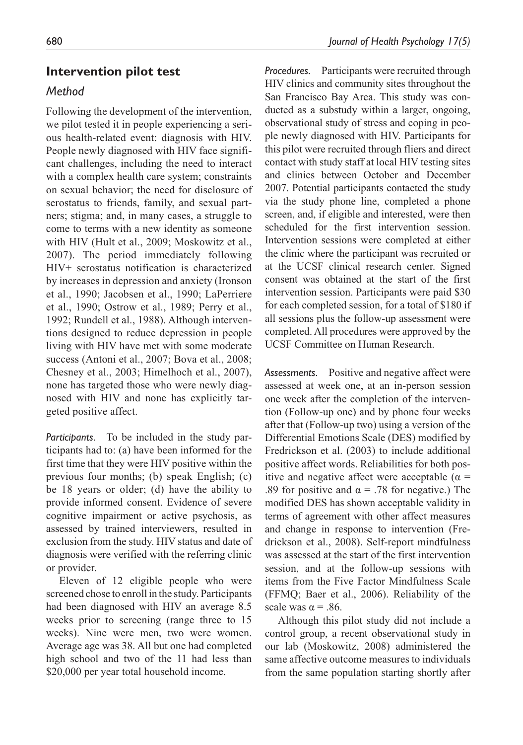## Intervention pilot test

### *Method*

Following the development of the intervention, we pilot tested it in people experiencing a serious health-related event: diagnosis with HIV. People newly diagnosed with HIV face significant challenges, including the need to interact with a complex health care system; constraints on sexual behavior; the need for disclosure of serostatus to friends, family, and sexual partners; stigma; and, in many cases, a struggle to come to terms with a new identity as someone with HIV (Hult et al., 2009; Moskowitz et al., 2007). The period immediately following HIV+ serostatus notification is characterized by increases in depression and anxiety (Ironson et al., 1990; Jacobsen et al., 1990; LaPerriere et al., 1990; Ostrow et al., 1989; Perry et al., 1992; Rundell et al., 1988). Although interventions designed to reduce depression in people living with HIV have met with some moderate success (Antoni et al., 2007; Bova et al., 2008; Chesney et al., 2003; Himelhoch et al., 2007), none has targeted those who were newly diagnosed with HIV and none has explicitly targeted positive affect.

*Participants.* To be included in the study participants had to: (a) have been informed for the first time that they were HIV positive within the previous four months; (b) speak English; (c) be 18 years or older; (d) have the ability to provide informed consent. Evidence of severe cognitive impairment or active psychosis, as assessed by trained interviewers, resulted in exclusion from the study. HIV status and date of diagnosis were verified with the referring clinic or provider.

Eleven of 12 eligible people who were screened chose to enroll in the study. Participants had been diagnosed with HIV an average 8.5 weeks prior to screening (range three to 15 weeks). Nine were men, two were women. Average age was 38. All but one had completed high school and two of the 11 had less than \$20,000 per year total household income.

*Procedures.* Participants were recruited through HIV clinics and community sites throughout the San Francisco Bay Area. This study was conducted as a substudy within a larger, ongoing, observational study of stress and coping in people newly diagnosed with HIV. Participants for this pilot were recruited through fliers and direct contact with study staff at local HIV testing sites and clinics between October and December 2007. Potential participants contacted the study via the study phone line, completed a phone screen, and, if eligible and interested, were then scheduled for the first intervention session. Intervention sessions were completed at either the clinic where the participant was recruited or at the UCSF clinical research center. Signed consent was obtained at the start of the first intervention session. Participants were paid \$30 for each completed session, for a total of \$180 if all sessions plus the follow-up assessment were completed. All procedures were approved by the UCSF Committee on Human Research.

*Assessments.* Positive and negative affect were assessed at week one, at an in-person session one week after the completion of the intervention (Follow-up one) and by phone four weeks after that (Follow-up two) using a version of the Differential Emotions Scale (DES) modified by Fredrickson et al. (2003) to include additional positive affect words. Reliabilities for both positive and negative affect were acceptable ($\alpha$ = .89 for positive and $\alpha$ = .78 for negative.) The modified DES has shown acceptable validity in terms of agreement with other affect measures and change in response to intervention (Fredrickson et al., 2008). Self-report mindfulness was assessed at the start of the first intervention session, and at the follow-up sessions with items from the Five Factor Mindfulness Scale (FFMQ; Baer et al., 2006). Reliability of the scale was $\alpha$ = .86.

Although this pilot study did not include a control group, a recent observational study in our lab (Moskowitz, 2008) administered the same affective outcome measures to individuals from the same population starting shortly after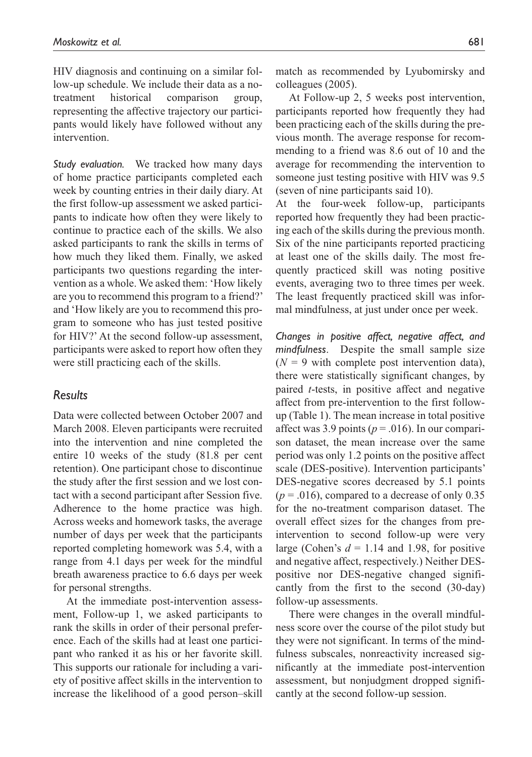HIV diagnosis and continuing on a similar follow-up schedule. We include their data as a no-treatment historical comparison group, representing the affective trajectory our participants would likely have followed without any intervention.

*Study evaluation.* We tracked how many days of home practice participants completed each week by counting entries in their daily diary. At the first follow-up assessment we asked participants to indicate how often they were likely to continue to practice each of the skills. We also asked participants to rank the skills in terms of how much they liked them. Finally, we asked participants two questions regarding the intervention as a whole. We asked them: 'How likely are you to recommend this program to a friend?' and 'How likely are you to recommend this program to someone who has just tested positive for HIV?' At the second follow-up assessment, participants were asked to report how often they were still practicing each of the skills.

## Results

Data were collected between October 2007 and March 2008. Eleven participants were recruited into the intervention and nine completed the entire 10 weeks of the study (81.8 per cent retention). One participant chose to discontinue the study after the first session and we lost contact with a second participant after Session five. Adherence to the home practice was high. Across weeks and homework tasks, the average number of days per week that the participants reported completing homework was 5.4, with a range from 4.1 days per week for the mindful breath awareness practice to 6.6 days per week for personal strengths.

At the immediate post-intervention assessment, Follow-up 1, we asked participants to rank the skills in order of their personal preference. Each of the skills had at least one participant who ranked it as his or her favorite skill. This supports our rationale for including a variety of positive affect skills in the intervention to increase the likelihood of a good person–skill match as recommended by Lyubomirsky and colleagues (2005).

At Follow-up 2, 5 weeks post intervention, participants reported how frequently they had been practicing each of the skills during the previous month. The average response for recommending to a friend was 8.6 out of 10 and the average for recommending the intervention to someone just testing positive with HIV was 9.5 (seven of nine participants said 10).

At the four-week follow-up, participants reported how frequently they had been practicing each of the skills during the previous month. Six of the nine participants reported practicing at least one of the skills daily. The most frequently practiced skill was noting positive events, averaging two to three times per week. The least frequently practiced skill was informal mindfulness, at just under once per week.

*Changes in positive affect, negative affect, and mindfulness.* Despite the small sample size ($N = 9$ with complete post intervention data), there were statistically significant changes, by paired *t*-tests, in positive affect and negative affect from pre-intervention to the first follow-up (Table 1). The mean increase in total positive affect was 3.9 points ($p = .016$). In our comparison dataset, the mean increase over the same period was only 1.2 points on the positive affect scale (DES-positive). Intervention participants' DES-negative scores decreased by 5.1 points ($p = .016$), compared to a decrease of only 0.35 for the no-treatment comparison dataset. The overall effect sizes for the changes from pre-intervention to second follow-up were very large (Cohen's $d = 1.14$ and 1.98, for positive and negative affect, respectively.) Neither DES-positive nor DES-negative changed significantly from the first to the second (30-day) follow-up assessments.

There were changes in the overall mindfulness score over the course of the pilot study but they were not significant. In terms of the mindfulness subscales, nonreactivity increased significantly at the immediate post-intervention assessment, but nonjudgment dropped significantly at the second follow-up session.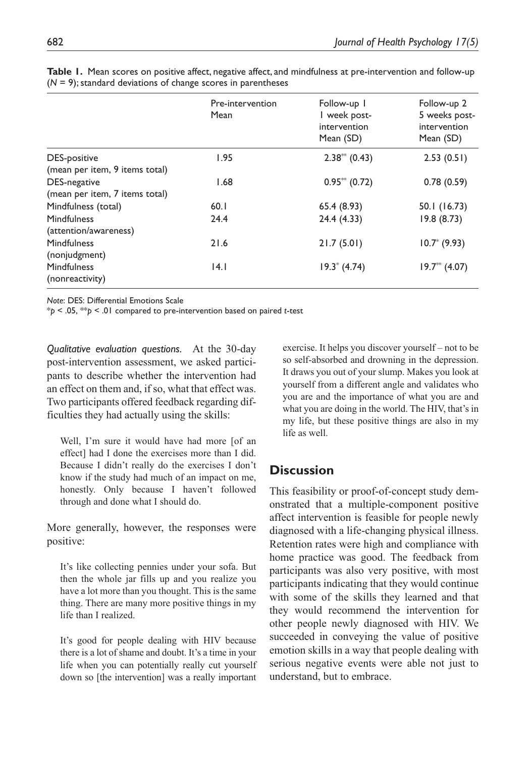**Table 1.** Mean scores on positive affect, negative affect, and mindfulness at pre-intervention and follow-up ($N = 9$); standard deviations of change scores in parentheses

| | Pre-intervention Mean | Follow-up 1 1 week post-intervention Mean (SD) | Follow-up 2 5 weeks post-intervention Mean (SD) |
|---|---|---|---|
| DES-positive (mean per item, 9 items total) | 1.95 | 2.38** (0.43) | 2.53 (0.51) |
| DES-negative (mean per item, 7 items total) | 1.68 | 0.95** (0.72) | 0.78 (0.59) |
| Mindfulness (total) | 60.1 | 65.4 (8.93) | 50.1 (16.73) |
| Mindfulness (attention/awareness) | 24.4 | 24.4 (4.33) | 19.8 (8.73) |
| Mindfulness (nonjudgment) | 21.6 | 21.7 (5.01) | 10.7* (9.93) |
| Mindfulness (nonreactivity) | 14.1 | 19.3* (4.74) | 19.7** (4.07) |

*Note:* DES: Differential Emotions Scale

*$p < .05$, **$p < .01$ compared to pre-intervention based on paired *t*-test

*Qualitative evaluation questions.* At the 30-day post-intervention assessment, we asked participants to describe whether the intervention had an effect on them and, if so, what that effect was. Two participants offered feedback regarding difficulties they had actually using the skills:

> Well, I'm sure it would have had more [of an effect] had I done the exercises more than I did. Because I didn't really do the exercises I don't know if the study had much of an impact on me, honestly. Only because I haven't followed through and done what I should do.

More generally, however, the responses were positive:

> It's like collecting pennies under your sofa. But then the whole jar fills up and you realize you have a lot more than you thought. This is the same thing. There are many more positive things in my life than I realized.

> It's good for people dealing with HIV because there is a lot of shame and doubt. It's a time in your life when you can potentially really cut yourself down so [the intervention] was a really important exercise. It helps you discover yourself – not to be so self-absorbed and drowning in the depression. It draws you out of your slump. Makes you look at yourself from a different angle and validates who you are and the importance of what you are and what you are doing in the world. The HIV, that's in my life, but these positive things are also in my life as well.

## Discussion

This feasibility or proof-of-concept study demonstrated that a multiple-component positive affect intervention is feasible for people newly diagnosed with a life-changing physical illness. Retention rates were high and compliance with home practice was good. The feedback from participants was also very positive, with most participants indicating that they would continue with some of the skills they learned and that they would recommend the intervention for other people newly diagnosed with HIV. We succeeded in conveying the value of positive emotion skills in a way that people dealing with serious negative events were able not just to understand, but to embrace.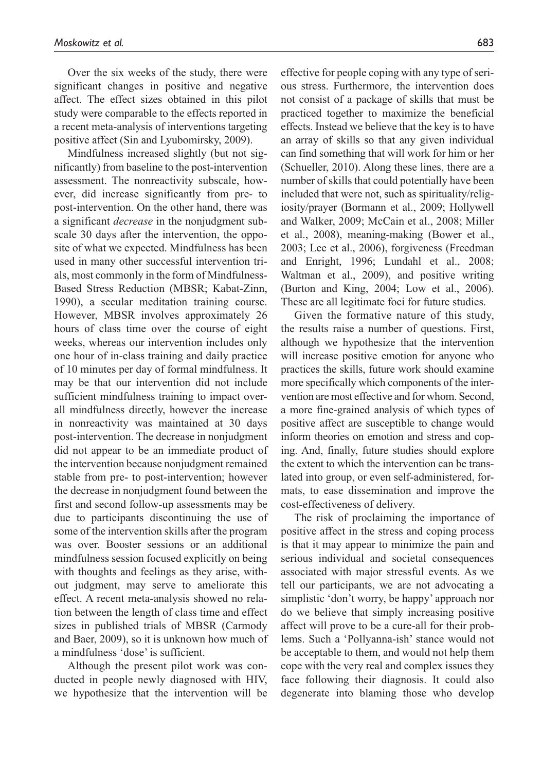Over the six weeks of the study, there were significant changes in positive and negative affect. The effect sizes obtained in this pilot study were comparable to the effects reported in a recent meta-analysis of interventions targeting positive affect (Sin and Lyubomirsky, 2009).

Mindfulness increased slightly (but not significantly) from baseline to the post-intervention assessment. The nonreactivity subscale, however, did increase significantly from pre- to post-intervention. On the other hand, there was a significant *decrease* in the nonjudgment subscale 30 days after the intervention, the opposite of what we expected. Mindfulness has been used in many other successful intervention trials, most commonly in the form of Mindfulness-Based Stress Reduction (MBSR; Kabat-Zinn, 1990), a secular meditation training course. However, MBSR involves approximately 26 hours of class time over the course of eight weeks, whereas our intervention includes only one hour of in-class training and daily practice of 10 minutes per day of formal mindfulness. It may be that our intervention did not include sufficient mindfulness training to impact overall mindfulness directly, however the increase in nonreactivity was maintained at 30 days post-intervention. The decrease in nonjudgment did not appear to be an immediate product of the intervention because nonjudgment remained stable from pre- to post-intervention; however the decrease in nonjudgment found between the first and second follow-up assessments may be due to participants discontinuing the use of some of the intervention skills after the program was over. Booster sessions or an additional mindfulness session focused explicitly on being with thoughts and feelings as they arise, without judgment, may serve to ameliorate this effect. A recent meta-analysis showed no relation between the length of class time and effect sizes in published trials of MBSR (Carmody and Baer, 2009), so it is unknown how much of a mindfulness 'dose' is sufficient.

Although the present pilot work was conducted in people newly diagnosed with HIV, we hypothesize that the intervention will be effective for people coping with any type of serious stress. Furthermore, the intervention does not consist of a package of skills that must be practiced together to maximize the beneficial effects. Instead we believe that the key is to have an array of skills so that any given individual can find something that will work for him or her (Schueller, 2010). Along these lines, there are a number of skills that could potentially have been included that were not, such as spirituality/religiosity/prayer (Bormann et al., 2009; Hollywell and Walker, 2009; McCain et al., 2008; Miller et al., 2008), meaning-making (Bower et al., 2003; Lee et al., 2006), forgiveness (Freedman and Enright, 1996; Lundahl et al., 2008; Waltman et al., 2009), and positive writing (Burton and King, 2004; Low et al., 2006). These are all legitimate foci for future studies.

Given the formative nature of this study, the results raise a number of questions. First, although we hypothesize that the intervention will increase positive emotion for anyone who practices the skills, future work should examine more specifically which components of the intervention are most effective and for whom. Second, a more fine-grained analysis of which types of positive affect are susceptible to change would inform theories on emotion and stress and coping. And, finally, future studies should explore the extent to which the intervention can be translated into group, or even self-administered, formats, to ease dissemination and improve the cost-effectiveness of delivery.

The risk of proclaiming the importance of positive affect in the stress and coping process is that it may appear to minimize the pain and serious individual and societal consequences associated with major stressful events. As we tell our participants, we are not advocating a simplistic 'don't worry, be happy' approach nor do we believe that simply increasing positive affect will prove to be a cure-all for their problems. Such a 'Pollyanna-ish' stance would not be acceptable to them, and would not help them cope with the very real and complex issues they face following their diagnosis. It could also degenerate into blaming those who develop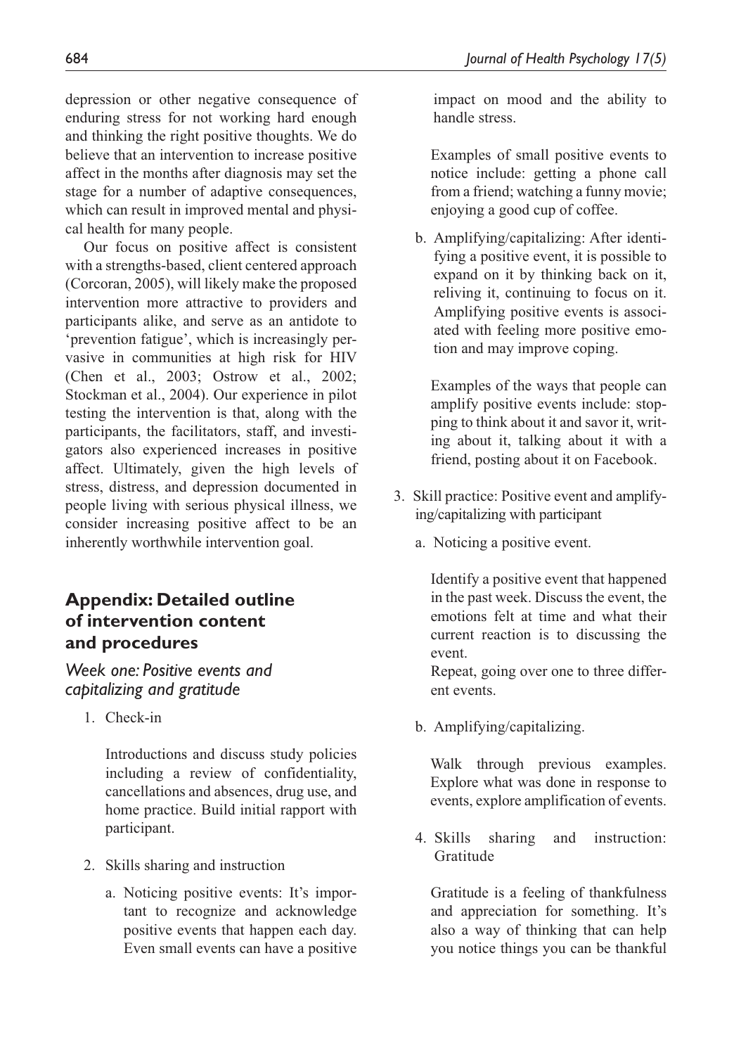depression or other negative consequence of enduring stress for not working hard enough and thinking the right positive thoughts. We do believe that an intervention to increase positive affect in the months after diagnosis may set the stage for a number of adaptive consequences, which can result in improved mental and physical health for many people.

Our focus on positive affect is consistent with a strengths-based, client centered approach (Corcoran, 2005), will likely make the proposed intervention more attractive to providers and participants alike, and serve as an antidote to 'prevention fatigue', which is increasingly pervasive in communities at high risk for HIV (Chen et al., 2003; Ostrow et al., 2002; Stockman et al., 2004). Our experience in pilot testing the intervention is that, along with the participants, the facilitators, staff, and investigators also experienced increases in positive affect. Ultimately, given the high levels of stress, distress, and depression documented in people living with serious physical illness, we consider increasing positive affect to be an inherently worthwhile intervention goal.

## Appendix: Detailed outline of intervention content and procedures

### *Week one: Positive events and capitalizing and gratitude*

1. Check-in

   Introductions and discuss study policies including a review of confidentiality, cancellations and absences, drug use, and home practice. Build initial rapport with participant.

2. Skills sharing and instruction

   a. Noticing positive events: It's important to recognize and acknowledge positive events that happen each day. Even small events can have a positive impact on mood and the ability to handle stress.

      Examples of small positive events to notice include: getting a phone call from a friend; watching a funny movie; enjoying a good cup of coffee.

   b. Amplifying/capitalizing: After identifying a positive event, it is possible to expand on it by thinking back on it, reliving it, continuing to focus on it. Amplifying positive events is associated with feeling more positive emotion and may improve coping.

      Examples of the ways that people can amplify positive events include: stopping to think about it and savor it, writing about it, talking about it with a friend, posting about it on Facebook.

3. Skill practice: Positive event and amplifying/capitalizing with participant

   a. Noticing a positive event.

      Identify a positive event that happened in the past week. Discuss the event, the emotions felt at time and what their current reaction is to discussing the event.
      Repeat, going over one to three different events.

   b. Amplifying/capitalizing.

      Walk through previous examples. Explore what was done in response to events, explore amplification of events.

4. Skills sharing and instruction: Gratitude

   Gratitude is a feeling of thankfulness and appreciation for something. It's also a way of thinking that can help you notice things you can be thankful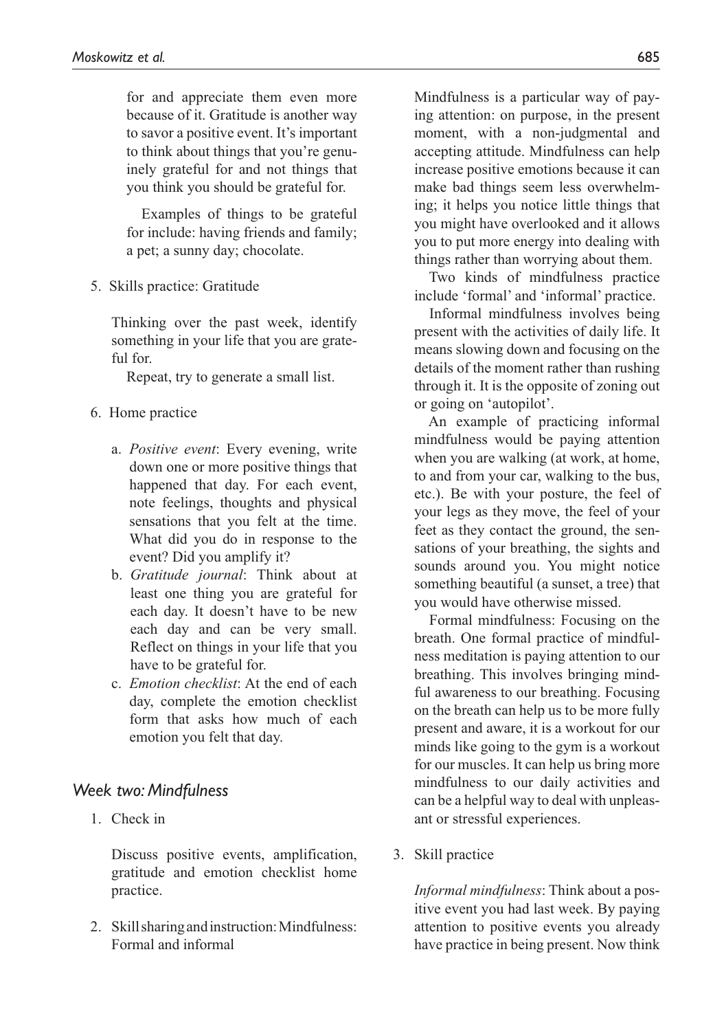for and appreciate them even more because of it. Gratitude is another way to savor a positive event. It's important to think about things that you're genuinely grateful for and not things that you think you should be grateful for.

Examples of things to be grateful for include: having friends and family; a pet; a sunny day; chocolate.

5. Skills practice: Gratitude

   Thinking over the past week, identify something in your life that you are grateful for.

   Repeat, try to generate a small list.

6. Home practice

   a. *Positive event*: Every evening, write down one or more positive things that happened that day. For each event, note feelings, thoughts and physical sensations that you felt at the time. What did you do in response to the event? Did you amplify it?
   b. *Gratitude journal*: Think about at least one thing you are grateful for each day. It doesn't have to be new each day and can be very small. Reflect on things in your life that you have to be grateful for.
   c. *Emotion checklist*: At the end of each day, complete the emotion checklist form that asks how much of each emotion you felt that day.

### *Week two: Mindfulness*

1. Check in

   Discuss positive events, amplification, gratitude and emotion checklist home practice.

2. Skill sharing and instruction: Mindfulness: Formal and informal

   Mindfulness is a particular way of paying attention: on purpose, in the present moment, with a non-judgmental and accepting attitude. Mindfulness can help increase positive emotions because it can make bad things seem less overwhelming; it helps you notice little things that you might have overlooked and it allows you to put more energy into dealing with things rather than worrying about them.

   Two kinds of mindfulness practice include 'formal' and 'informal' practice.

   Informal mindfulness involves being present with the activities of daily life. It means slowing down and focusing on the details of the moment rather than rushing through it. It is the opposite of zoning out or going on 'autopilot'.

   An example of practicing informal mindfulness would be paying attention when you are walking (at work, at home, to and from your car, walking to the bus, etc.). Be with your posture, the feel of your legs as they move, the feel of your feet as they contact the ground, the sensations of your breathing, the sights and sounds around you. You might notice something beautiful (a sunset, a tree) that you would have otherwise missed.

   Formal mindfulness: Focusing on the breath. One formal practice of mindfulness meditation is paying attention to our breathing. This involves bringing mindful awareness to our breathing. Focusing on the breath can help us to be more fully present and aware, it is a workout for our minds like going to the gym is a workout for our muscles. It can help us bring more mindfulness to our daily activities and can be a helpful way to deal with unpleasant or stressful experiences.

3. Skill practice

   *Informal mindfulness*: Think about a positive event you had last week. By paying attention to positive events you already have practice in being present. Now think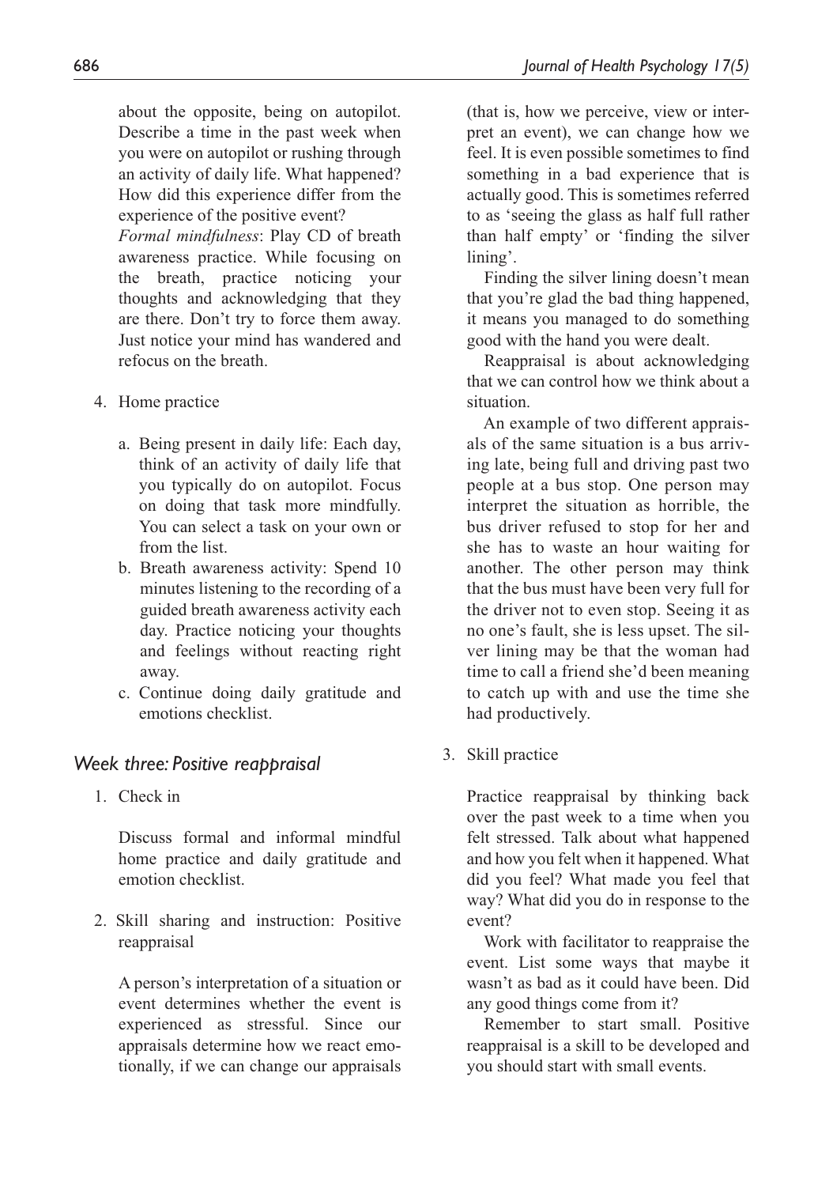about the opposite, being on autopilot. Describe a time in the past week when you were on autopilot or rushing through an activity of daily life. What happened? How did this experience differ from the experience of the positive event?

*Formal mindfulness*: Play CD of breath awareness practice. While focusing on the breath, practice noticing your thoughts and acknowledging that they are there. Don't try to force them away. Just notice your mind has wandered and refocus on the breath.

4. Home practice

   a. Being present in daily life: Each day, think of an activity of daily life that you typically do on autopilot. Focus on doing that task more mindfully. You can select a task on your own or from the list.
   b. Breath awareness activity: Spend 10 minutes listening to the recording of a guided breath awareness activity each day. Practice noticing your thoughts and feelings without reacting right away.
   c. Continue doing daily gratitude and emotions checklist.

### *Week three: Positive reappraisal*

1. Check in

   Discuss formal and informal mindful home practice and daily gratitude and emotion checklist.

2. Skill sharing and instruction: Positive reappraisal

   A person's interpretation of a situation or event determines whether the event is experienced as stressful. Since our appraisals determine how we react emotionally, if we can change our appraisals (that is, how we perceive, view or interpret an event), we can change how we feel. It is even possible sometimes to find something in a bad experience that is actually good. This is sometimes referred to as 'seeing the glass as half full rather than half empty' or 'finding the silver lining'.

   Finding the silver lining doesn't mean that you're glad the bad thing happened, it means you managed to do something good with the hand you were dealt.

   Reappraisal is about acknowledging that we can control how we think about a situation.

   An example of two different appraisals of the same situation is a bus arriving late, being full and driving past two people at a bus stop. One person may interpret the situation as horrible, the bus driver refused to stop for her and she has to waste an hour waiting for another. The other person may think that the bus must have been very full for the driver not to even stop. Seeing it as no one's fault, she is less upset. The silver lining may be that the woman had time to call a friend she'd been meaning to catch up with and use the time she had productively.

3. Skill practice

   Practice reappraisal by thinking back over the past week to a time when you felt stressed. Talk about what happened and how you felt when it happened. What did you feel? What made you feel that way? What did you do in response to the event?

   Work with facilitator to reappraise the event. List some ways that maybe it wasn't as bad as it could have been. Did any good things come from it?

   Remember to start small. Positive reappraisal is a skill to be developed and you should start with small events.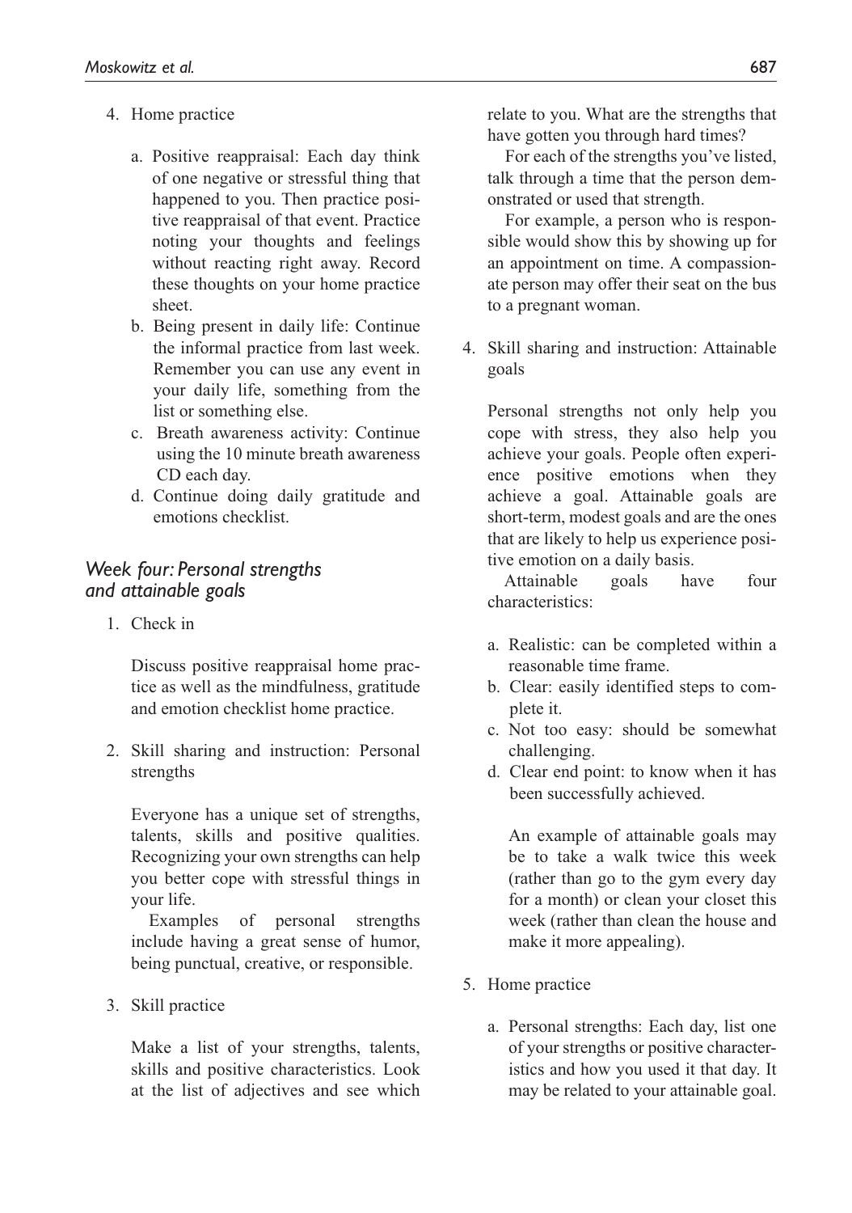4. Home practice

    a. Positive reappraisal: Each day think of one negative or stressful thing that happened to you. Then practice positive reappraisal of that event. Practice noting your thoughts and feelings without reacting right away. Record these thoughts on your home practice sheet.
    b. Being present in daily life: Continue the informal practice from last week. Remember you can use any event in your daily life, something from the list or something else.
    c. Breath awareness activity: Continue using the 10 minute breath awareness CD each day.
    d. Continue doing daily gratitude and emotions checklist.

### *Week four: Personal strengths and attainable goals*

1. Check in

    Discuss positive reappraisal home practice as well as the mindfulness, gratitude and emotion checklist home practice.

2. Skill sharing and instruction: Personal strengths

    Everyone has a unique set of strengths, talents, skills and positive qualities. Recognizing your own strengths can help you better cope with stressful things in your life.

    Examples of personal strengths include having a great sense of humor, being punctual, creative, or responsible.

3. Skill practice

    Make a list of your strengths, talents, skills and positive characteristics. Look at the list of adjectives and see which relate to you. What are the strengths that have gotten you through hard times?

    For each of the strengths you've listed, talk through a time that the person demonstrated or used that strength.

    For example, a person who is responsible would show this by showing up for an appointment on time. A compassionate person may offer their seat on the bus to a pregnant woman.

4. Skill sharing and instruction: Attainable goals

    Personal strengths not only help you cope with stress, they also help you achieve your goals. People often experience positive emotions when they achieve a goal. Attainable goals are short-term, modest goals and are the ones that are likely to help us experience positive emotion on a daily basis.

    Attainable goals have four characteristics:

    a. Realistic: can be completed within a reasonable time frame.
    b. Clear: easily identified steps to complete it.
    c. Not too easy: should be somewhat challenging.
    d. Clear end point: to know when it has been successfully achieved.

    An example of attainable goals may be to take a walk twice this week (rather than go to the gym every day for a month) or clean your closet this week (rather than clean the house and make it more appealing).

5. Home practice

    a. Personal strengths: Each day, list one of your strengths or positive characteristics and how you used it that day. It may be related to your attainable goal.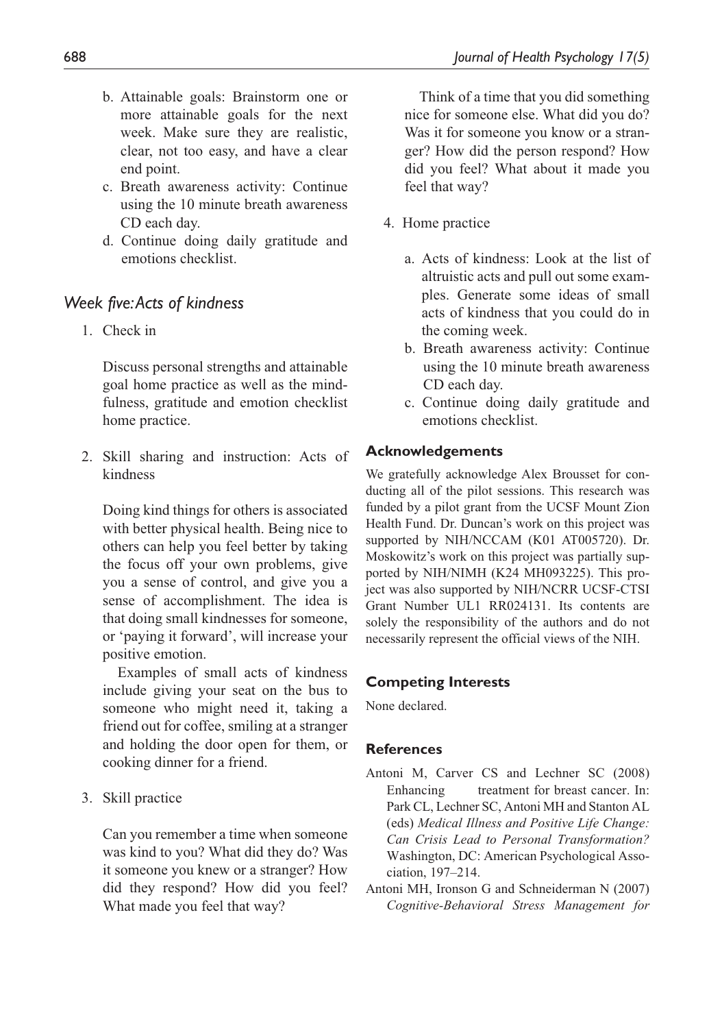b. Attainable goals: Brainstorm one or more attainable goals for the next week. Make sure they are realistic, clear, not too easy, and have a clear end point.
c. Breath awareness activity: Continue using the 10 minute breath awareness CD each day.
d. Continue doing daily gratitude and emotions checklist.

## *Week five: Acts of kindness*

1. Check in

   Discuss personal strengths and attainable goal home practice as well as the mindfulness, gratitude and emotion checklist home practice.

2. Skill sharing and instruction: Acts of kindness

   Doing kind things for others is associated with better physical health. Being nice to others can help you feel better by taking the focus off your own problems, give you a sense of control, and give you a sense of accomplishment. The idea is that doing small kindnesses for someone, or 'paying it forward', will increase your positive emotion.

   Examples of small acts of kindness include giving your seat on the bus to someone who might need it, taking a friend out for coffee, smiling at a stranger and holding the door open for them, or cooking dinner for a friend.

3. Skill practice

   Can you remember a time when someone was kind to you? What did they do? Was it someone you knew or a stranger? How did they respond? How did you feel? What made you feel that way?

   Think of a time that you did something nice for someone else. What did you do? Was it for someone you know or a stranger? How did the person respond? How did you feel? What about it made you feel that way?

4. Home practice

   a. Acts of kindness: Look at the list of altruistic acts and pull out some examples. Generate some ideas of small acts of kindness that you could do in the coming week.
   b. Breath awareness activity: Continue using the 10 minute breath awareness CD each day.
   c. Continue doing daily gratitude and emotions checklist.

### Acknowledgements

We gratefully acknowledge Alex Brousset for conducting all of the pilot sessions. This research was funded by a pilot grant from the UCSF Mount Zion Health Fund. Dr. Duncan's work on this project was supported by NIH/NCCAM (K01 AT005720). Dr. Moskowitz's work on this project was partially supported by NIH/NIMH (K24 MH093225). This project was also supported by NIH/NCRR UCSF-CTSI Grant Number UL1 RR024131. Its contents are solely the responsibility of the authors and do not necessarily represent the official views of the NIH.

### Competing Interests

None declared.

### References

Antoni M, Carver CS and Lechner SC (2008) Enhancing treatment for breast cancer. In: Park CL, Lechner SC, Antoni MH and Stanton AL (eds) *Medical Illness and Positive Life Change: Can Crisis Lead to Personal Transformation?* Washington, DC: American Psychological Association, 197–214.

Antoni MH, Ironson G and Schneiderman N (2007) *Cognitive-Behavioral Stress Management for*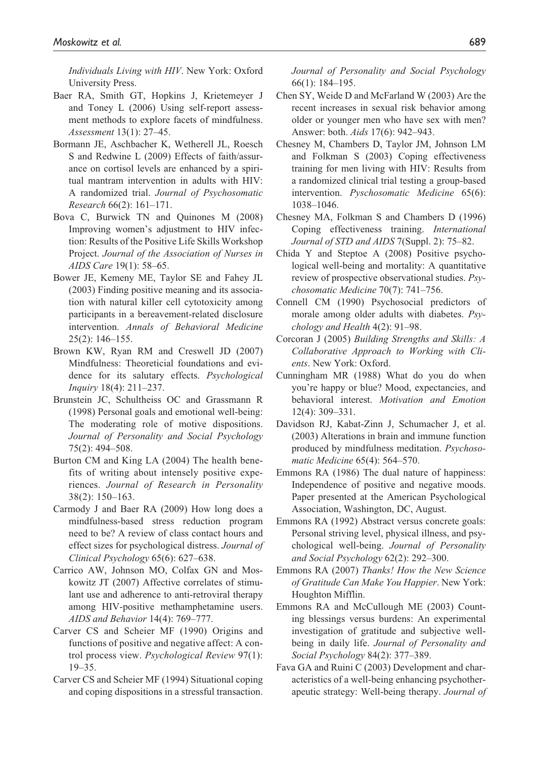*Individuals Living with HIV*. New York: Oxford University Press.

Baer RA, Smith GT, Hopkins J, Krietemeyer J and Toney L (2006) Using self-report assessment methods to explore facets of mindfulness. *Assessment* 13(1): 27–45.

Bormann JE, Aschbacher K, Wetherell JL, Roesch S and Redwine L (2009) Effects of faith/assurance on cortisol levels are enhanced by a spiritual mantram intervention in adults with HIV: A randomized trial. *Journal of Psychosomatic Research* 66(2): 161–171.

Bova C, Burwick TN and Quinones M (2008) Improving women's adjustment to HIV infection: Results of the Positive Life Skills Workshop Project. *Journal of the Association of Nurses in AIDS Care* 19(1): 58–65.

Bower JE, Kemeny ME, Taylor SE and Fahey JL (2003) Finding positive meaning and its association with natural killer cell cytotoxicity among participants in a bereavement-related disclosure intervention. *Annals of Behavioral Medicine* 25(2): 146–155.

Brown KW, Ryan RM and Creswell JD (2007) Mindfulness: Theoreticial foundations and evidence for its salutary effects. *Psychological Inquiry* 18(4): 211–237.

Brunstein JC, Schultheiss OC and Grassmann R (1998) Personal goals and emotional well-being: The moderating role of motive dispositions. *Journal of Personality and Social Psychology* 75(2): 494–508.

Burton CM and King LA (2004) The health benefits of writing about intensely positive experiences. *Journal of Research in Personality* 38(2): 150–163.

Carmody J and Baer RA (2009) How long does a mindfulness-based stress reduction program need to be? A review of class contact hours and effect sizes for psychological distress. *Journal of Clinical Psychology* 65(6): 627–638.

Carrico AW, Johnson MO, Colfax GN and Moskowitz JT (2007) Affective correlates of stimulant use and adherence to anti-retroviral therapy among HIV-positive methamphetamine users. *AIDS and Behavior* 14(4): 769–777.

Carver CS and Scheier MF (1990) Origins and functions of positive and negative affect: A control process view. *Psychological Review* 97(1): 19–35.

Carver CS and Scheier MF (1994) Situational coping and coping dispositions in a stressful transaction. *Journal of Personality and Social Psychology* 66(1): 184–195.

Chen SY, Weide D and McFarland W (2003) Are the recent increases in sexual risk behavior among older or younger men who have sex with men? Answer: both. *Aids* 17(6): 942–943.

Chesney M, Chambers D, Taylor JM, Johnson LM and Folkman S (2003) Coping effectiveness training for men living with HIV: Results from a randomized clinical trial testing a group-based intervention. *Pyschosomatic Medicine* 65(6): 1038–1046.

Chesney MA, Folkman S and Chambers D (1996) Coping effectiveness training. *International Journal of STD and AIDS* 7(Suppl. 2): 75–82.

Chida Y and Steptoe A (2008) Positive psychological well-being and mortality: A quantitative review of prospective observational studies. *Psychosomatic Medicine* 70(7): 741–756.

Connell CM (1990) Psychosocial predictors of morale among older adults with diabetes. *Psychology and Health* 4(2): 91–98.

Corcoran J (2005) *Building Strengths and Skills: A Collaborative Approach to Working with Clients*. New York: Oxford.

Cunningham MR (1988) What do you do when you're happy or blue? Mood, expectancies, and behavioral interest. *Motivation and Emotion* 12(4): 309–331.

Davidson RJ, Kabat-Zinn J, Schumacher J, et al. (2003) Alterations in brain and immune function produced by mindfulness meditation. *Psychosomatic Medicine* 65(4): 564–570.

Emmons RA (1986) The dual nature of happiness: Independence of positive and negative moods. Paper presented at the American Psychological Association, Washington, DC, August.

Emmons RA (1992) Abstract versus concrete goals: Personal striving level, physical illness, and psychological well-being. *Journal of Personality and Social Psychology* 62(2): 292–300.

Emmons RA (2007) *Thanks! How the New Science of Gratitude Can Make You Happier*. New York: Houghton Mifflin.

Emmons RA and McCullough ME (2003) Counting blessings versus burdens: An experimental investigation of gratitude and subjective well-being in daily life. *Journal of Personality and Social Psychology* 84(2): 377–389.

Fava GA and Ruini C (2003) Development and characteristics of a well-being enhancing psychotherapeutic strategy: Well-being therapy. *Journal of*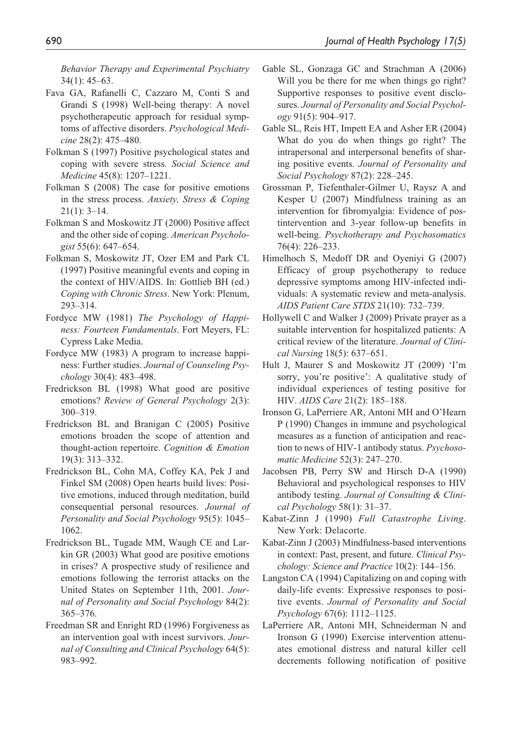*Behavior Therapy and Experimental Psychiatry* 34(1): 45–63.

Fava GA, Rafanelli C, Cazzaro M, Conti S and Grandi S (1998) Well-being therapy: A novel psychotherapeutic approach for residual symptoms of affective disorders. *Psychological Medicine* 28(2): 475–480.

Folkman S (1997) Positive psychological states and coping with severe stress. *Social Science and Medicine* 45(8): 1207–1221.

Folkman S (2008) The case for positive emotions in the stress process. *Anxiety, Stress & Coping* 21(1): 3–14.

Folkman S and Moskowitz JT (2000) Positive affect and the other side of coping. *American Psychologist* 55(6): 647–654.

Folkman S, Moskowitz JT, Ozer EM and Park CL (1997) Positive meaningful events and coping in the context of HIV/AIDS. In: Gottlieb BH (ed.) *Coping with Chronic Stress*. New York: Plenum, 293–314.

Fordyce MW (1981) *The Psychology of Happiness: Fourteen Fundamentals*. Fort Meyers, FL: Cypress Lake Media.

Fordyce MW (1983) A program to increase happiness: Further studies. *Journal of Counseling Psychology* 30(4): 483–498.

Fredrickson BL (1998) What good are positive emotions? *Review of General Psychology* 2(3): 300–319.

Fredrickson BL and Branigan C (2005) Positive emotions broaden the scope of attention and thought-action repertoire. *Cognition & Emotion* 19(3): 313–332.

Fredrickson BL, Cohn MA, Coffey KA, Pek J and Finkel SM (2008) Open hearts build lives: Positive emotions, induced through meditation, build consequential personal resources. *Journal of Personality and Social Psychology* 95(5): 1045–1062.

Fredrickson BL, Tugade MM, Waugh CE and Larkin GR (2003) What good are positive emotions in crises? A prospective study of resilience and emotions following the terrorist attacks on the United States on September 11th, 2001. *Journal of Personality and Social Psychology* 84(2): 365–376.

Freedman SR and Enright RD (1996) Forgiveness as an intervention goal with incest survivors. *Journal of Consulting and Clinical Psychology* 64(5): 983–992.

Gable SL, Gonzaga GC and Strachman A (2006) Will you be there for me when things go right? Supportive responses to positive event disclosures. *Journal of Personality and Social Psychology* 91(5): 904–917.

Gable SL, Reis HT, Impett EA and Asher ER (2004) What do you do when things go right? The intrapersonal and interpersonal benefits of sharing positive events. *Journal of Personality and Social Psychology* 87(2): 228–245.

Grossman P, Tiefenthaler-Gilmer U, Raysz A and Kesper U (2007) Mindfulness training as an intervention for fibromyalgia: Evidence of postintervention and 3-year follow-up benefits in well-being. *Psychotherapy and Psychosomatics* 76(4): 226–233.

Himelhoch S, Medoff DR and Oyeniyi G (2007) Efficacy of group psychotherapy to reduce depressive symptoms among HIV-infected individuals: A systematic review and meta-analysis. *AIDS Patient Care STDS* 21(10): 732–739.

Hollywell C and Walker J (2009) Private prayer as a suitable intervention for hospitalized patients: A critical review of the literature. *Journal of Clinical Nursing* 18(5): 637–651.

Hult J, Maurer S and Moskowitz JT (2009) 'I'm sorry, you're positive': A qualitative study of individual experiences of testing positive for HIV. *AIDS Care* 21(2): 185–188.

Ironson G, LaPerriere AR, Antoni MH and O'Hearn P (1990) Changes in immune and psychological measures as a function of anticipation and reaction to news of HIV-1 antibody status. *Psychosomatic Medicine* 52(3): 247–270.

Jacobsen PB, Perry SW and Hirsch D-A (1990) Behavioral and psychological responses to HIV antibody testing. *Journal of Consulting & Clinical Psychology* 58(1): 31–37.

Kabat-Zinn J (1990) *Full Catastrophe Living*. New York: Delacorte.

Kabat-Zinn J (2003) Mindfulness-based interventions in context: Past, present, and future. *Clinical Psychology: Science and Practice* 10(2): 144–156.

Langston CA (1994) Capitalizing on and coping with daily-life events: Expressive responses to positive events. *Journal of Personality and Social Psychology* 67(6): 1112–1125.

LaPerriere AR, Antoni MH, Schneiderman N and Ironson G (1990) Exercise intervention attenuates emotional distress and natural killer cell decrements following notification of positive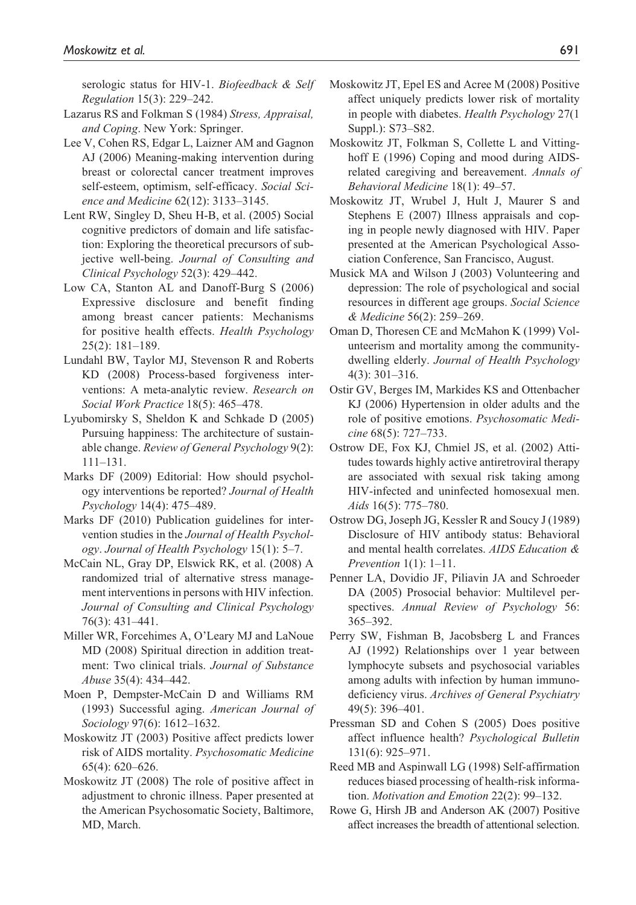serologic status for HIV-1. *Biofeedback & Self Regulation* 15(3): 229–242.

Lazarus RS and Folkman S (1984) *Stress, Appraisal, and Coping*. New York: Springer.

Lee V, Cohen RS, Edgar L, Laizner AM and Gagnon AJ (2006) Meaning-making intervention during breast or colorectal cancer treatment improves self-esteem, optimism, self-efficacy. *Social Science and Medicine* 62(12): 3133–3145.

Lent RW, Singley D, Sheu H-B, et al. (2005) Social cognitive predictors of domain and life satisfaction: Exploring the theoretical precursors of subjective well-being. *Journal of Consulting and Clinical Psychology* 52(3): 429–442.

Low CA, Stanton AL and Danoff-Burg S (2006) Expressive disclosure and benefit finding among breast cancer patients: Mechanisms for positive health effects. *Health Psychology* 25(2): 181–189.

Lundahl BW, Taylor MJ, Stevenson R and Roberts KD (2008) Process-based forgiveness interventions: A meta-analytic review. *Research on Social Work Practice* 18(5): 465–478.

Lyubomirsky S, Sheldon K and Schkade D (2005) Pursuing happiness: The architecture of sustainable change. *Review of General Psychology* 9(2): 111–131.

Marks DF (2009) Editorial: How should psychology interventions be reported? *Journal of Health Psychology* 14(4): 475–489.

Marks DF (2010) Publication guidelines for intervention studies in the *Journal of Health Psychology*. *Journal of Health Psychology* 15(1): 5–7.

McCain NL, Gray DP, Elswick RK, et al. (2008) A randomized trial of alternative stress management interventions in persons with HIV infection. *Journal of Consulting and Clinical Psychology* 76(3): 431–441.

Miller WR, Forcehimes A, O'Leary MJ and LaNoue MD (2008) Spiritual direction in addition treatment: Two clinical trials. *Journal of Substance Abuse* 35(4): 434–442.

Moen P, Dempster-McCain D and Williams RM (1993) Successful aging. *American Journal of Sociology* 97(6): 1612–1632.

Moskowitz JT (2003) Positive affect predicts lower risk of AIDS mortality. *Psychosomatic Medicine* 65(4): 620–626.

Moskowitz JT (2008) The role of positive affect in adjustment to chronic illness. Paper presented at the American Psychosomatic Society, Baltimore, MD, March.

Moskowitz JT, Epel ES and Acree M (2008) Positive affect uniquely predicts lower risk of mortality in people with diabetes. *Health Psychology* 27(1 Suppl.): S73–S82.

Moskowitz JT, Folkman S, Collette L and Vittinghoff E (1996) Coping and mood during AIDS-related caregiving and bereavement. *Annals of Behavioral Medicine* 18(1): 49–57.

Moskowitz JT, Wrubel J, Hult J, Maurer S and Stephens E (2007) Illness appraisals and coping in people newly diagnosed with HIV. Paper presented at the American Psychological Association Conference, San Francisco, August.

Musick MA and Wilson J (2003) Volunteering and depression: The role of psychological and social resources in different age groups. *Social Science & Medicine* 56(2): 259–269.

Oman D, Thoresen CE and McMahon K (1999) Volunteerism and mortality among the community-dwelling elderly. *Journal of Health Psychology* 4(3): 301–316.

Ostir GV, Berges IM, Markides KS and Ottenbacher KJ (2006) Hypertension in older adults and the role of positive emotions. *Psychosomatic Medicine* 68(5): 727–733.

Ostrow DE, Fox KJ, Chmiel JS, et al. (2002) Attitudes towards highly active antiretroviral therapy are associated with sexual risk taking among HIV-infected and uninfected homosexual men. *Aids* 16(5): 775–780.

Ostrow DG, Joseph JG, Kessler R and Soucy J (1989) Disclosure of HIV antibody status: Behavioral and mental health correlates. *AIDS Education & Prevention* 1(1): 1–11.

Penner LA, Dovidio JF, Piliavin JA and Schroeder DA (2005) Prosocial behavior: Multilevel perspectives. *Annual Review of Psychology* 56: 365–392.

Perry SW, Fishman B, Jacobsberg L and Frances AJ (1992) Relationships over 1 year between lymphocyte subsets and psychosocial variables among adults with infection by human immunodeficiency virus. *Archives of General Psychiatry* 49(5): 396–401.

Pressman SD and Cohen S (2005) Does positive affect influence health? *Psychological Bulletin* 131(6): 925–971.

Reed MB and Aspinwall LG (1998) Self-affirmation reduces biased processing of health-risk information. *Motivation and Emotion* 22(2): 99–132.

Rowe G, Hirsh JB and Anderson AK (2007) Positive affect increases the breadth of attentional selection.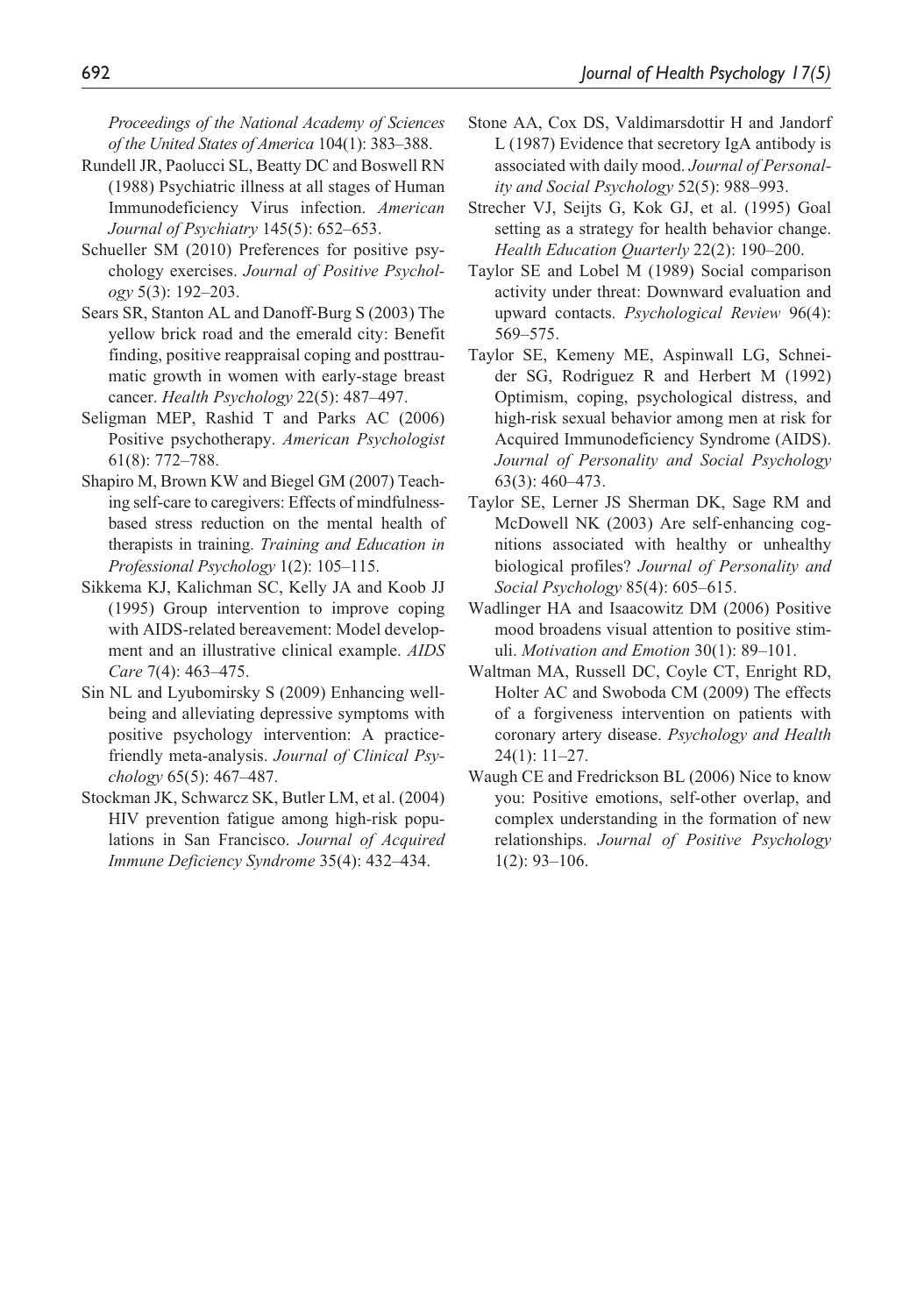*Proceedings of the National Academy of Sciences of the United States of America* 104(1): 383–388.

Rundell JR, Paolucci SL, Beatty DC and Boswell RN (1988) Psychiatric illness at all stages of Human Immunodeficiency Virus infection. *American Journal of Psychiatry* 145(5): 652–653.

Schueller SM (2010) Preferences for positive psychology exercises. *Journal of Positive Psychology* 5(3): 192–203.

Sears SR, Stanton AL and Danoff-Burg S (2003) The yellow brick road and the emerald city: Benefit finding, positive reappraisal coping and posttraumatic growth in women with early-stage breast cancer. *Health Psychology* 22(5): 487–497.

Seligman MEP, Rashid T and Parks AC (2006) Positive psychotherapy. *American Psychologist* 61(8): 772–788.

Shapiro M, Brown KW and Biegel GM (2007) Teaching self-care to caregivers: Effects of mindfulness-based stress reduction on the mental health of therapists in training. *Training and Education in Professional Psychology* 1(2): 105–115.

Sikkema KJ, Kalichman SC, Kelly JA and Koob JJ (1995) Group intervention to improve coping with AIDS-related bereavement: Model development and an illustrative clinical example. *AIDS Care* 7(4): 463–475.

Sin NL and Lyubomirsky S (2009) Enhancing well-being and alleviating depressive symptoms with positive psychology intervention: A practice-friendly meta-analysis. *Journal of Clinical Psychology* 65(5): 467–487.

Stockman JK, Schwarcz SK, Butler LM, et al. (2004) HIV prevention fatigue among high-risk populations in San Francisco. *Journal of Acquired Immune Deficiency Syndrome* 35(4): 432–434.

Stone AA, Cox DS, Valdimarsdottir H and Jandorf L (1987) Evidence that secretory IgA antibody is associated with daily mood. *Journal of Personality and Social Psychology* 52(5): 988–993.

Strecher VJ, Seijts G, Kok GJ, et al. (1995) Goal setting as a strategy for health behavior change. *Health Education Quarterly* 22(2): 190–200.

Taylor SE and Lobel M (1989) Social comparison activity under threat: Downward evaluation and upward contacts. *Psychological Review* 96(4): 569–575.

Taylor SE, Kemeny ME, Aspinwall LG, Schneider SG, Rodriguez R and Herbert M (1992) Optimism, coping, psychological distress, and high-risk sexual behavior among men at risk for Acquired Immunodeficiency Syndrome (AIDS). *Journal of Personality and Social Psychology* 63(3): 460–473.

Taylor SE, Lerner JS Sherman DK, Sage RM and McDowell NK (2003) Are self-enhancing cognitions associated with healthy or unhealthy biological profiles? *Journal of Personality and Social Psychology* 85(4): 605–615.

Wadlinger HA and Isaacowitz DM (2006) Positive mood broadens visual attention to positive stimuli. *Motivation and Emotion* 30(1): 89–101.

Waltman MA, Russell DC, Coyle CT, Enright RD, Holter AC and Swoboda CM (2009) The effects of a forgiveness intervention on patients with coronary artery disease. *Psychology and Health* 24(1): 11–27.

Waugh CE and Fredrickson BL (2006) Nice to know you: Positive emotions, self-other overlap, and complex understanding in the formation of new relationships. *Journal of Positive Psychology* 1(2): 93–106.